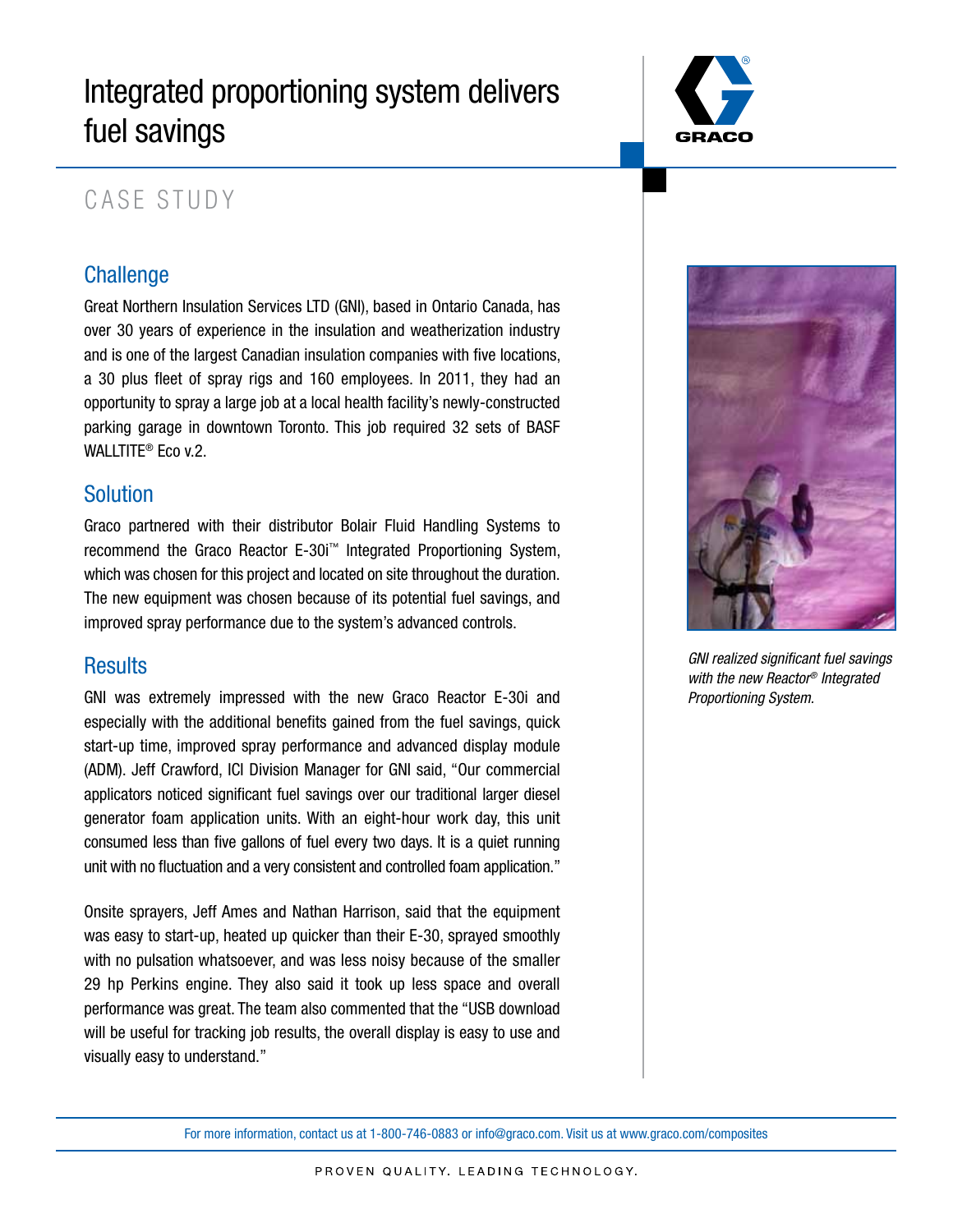# Integrated proportioning system delivers fuel savings

CASE STUDY

## Challenge

Great Northern Insulation Services LTD (GNI), based in Ontario Canada, has over 30 years of experience in the insulation and weatherization industry and is one of the largest Canadian insulation companies with five locations, a 30 plus fleet of spray rigs and 160 employees. In 2011, they had an opportunity to spray a large job at a local health facility's newly-constructed parking garage in downtown Toronto. This job required 32 sets of BASF WALLTITE® Eco v.2.

## Solution

Graco partnered with their distributor Bolair Fluid Handling Systems to recommend the Graco Reactor E-30i™ Integrated Proportioning System, which was chosen for this project and located on site throughout the duration. The new equipment was chosen because of its potential fuel savings, and improved spray performance due to the system's advanced controls.

## Results

GNI was extremely impressed with the new Graco Reactor E-30i and especially with the additional benefits gained from the fuel savings, quick start-up time, improved spray performance and advanced display module (ADM). Jeff Crawford, ICI Division Manager for GNI said, "Our commercial applicators noticed significant fuel savings over our traditional larger diesel generator foam application units. With an eight-hour work day, this unit consumed less than five gallons of fuel every two days. It is a quiet running unit with no fluctuation and a very consistent and controlled foam application."

Onsite sprayers, Jeff Ames and Nathan Harrison, said that the equipment was easy to start-up, heated up quicker than their E-30, sprayed smoothly with no pulsation whatsoever, and was less noisy because of the smaller 29 hp Perkins engine. They also said it took up less space and overall performance was great. The team also commented that the "USB download will be useful for tracking job results, the overall display is easy to use and visually easy to understand."

*GNI realized significant fuel savings with the new Reactor® Integrated Proportioning System.*

For more information, contact us at 1-800-746-0883 or info@graco.com. Visit us at www.graco.com/composites

PROVEN QUALITY. LEADING TECHNOLOGY.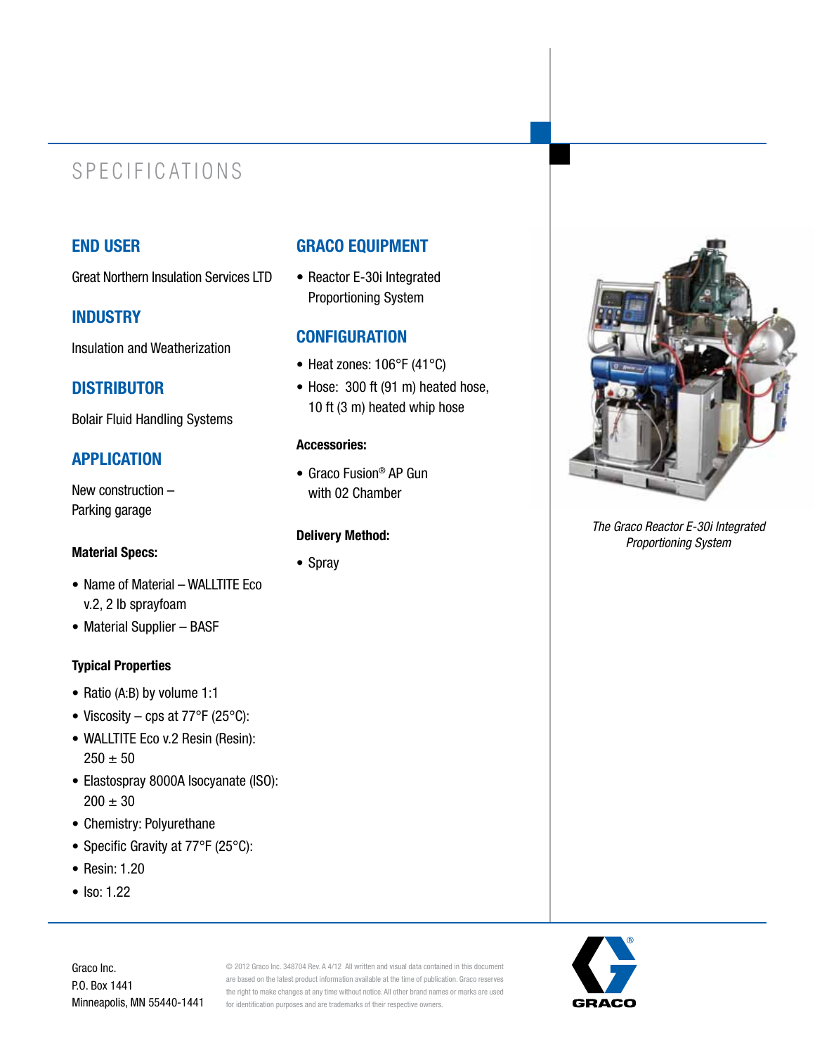# SPECIFICATIONS

## END USER

Great Northern Insulation Services LTD

## INDUSTRY

Insulation and Weatherization

## DISTRIBUTOR

Bolair Fluid Handling Systems

## APPLICATION

New construction –
Parking garage

**Material Specs:**

- Name of Material – WALLTITE Eco v.2, 2 lb sprayfoam
- Material Supplier – BASF

**Typical Properties**

- Ratio (A:B) by volume 1:1
- Viscosity – cps at 77°F (25°C):
- WALLTITE Eco v.2 Resin (Resin): 250 ± 50
- Elastospray 8000A Isocyanate (ISO): 200 ± 30
- Chemistry: Polyurethane
- Specific Gravity at 77°F (25°C):
- Resin: 1.20
- Iso: 1.22

## GRACO EQUIPMENT

- Reactor E-30i Integrated Proportioning System

## CONFIGURATION

- Heat zones: 106°F (41°C)
- Hose: 300 ft (91 m) heated hose, 10 ft (3 m) heated whip hose

**Accessories:**

- Graco Fusion® AP Gun with 02 Chamber

**Delivery Method:**

- Spray

*The Graco Reactor E-30i Integrated Proportioning System*

Graco Inc.
P.O. Box 1441
Minneapolis, MN 55440-1441

© 2012 Graco Inc. 348704 Rev. A 4/12 All written and visual data contained in this document are based on the latest product information available at the time of publication. Graco reserves the right to make changes at any time without notice. All other brand names or marks are used for identification purposes and are trademarks of their respective owners.

GRACO